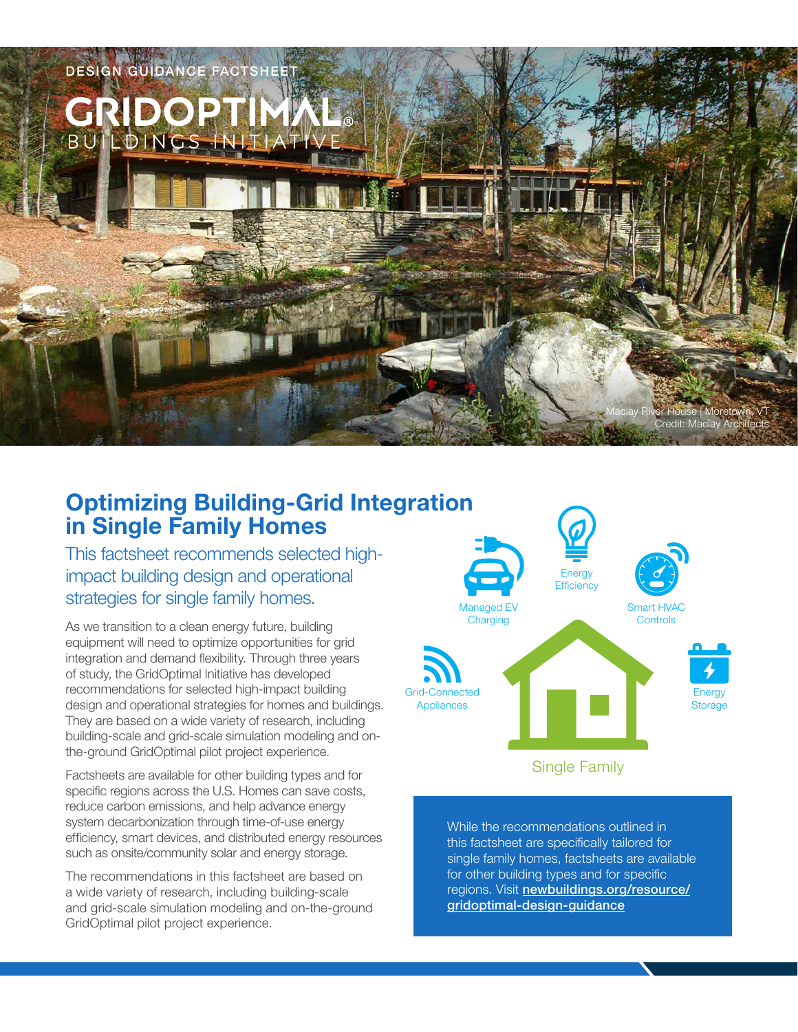DESIGN GUIDANCE FACTSHEET

GRIDOPTIMAL® BUILDINGS INITIATIVE

Maclay River House | Moretown, VT
Credit: Maclay Architects

# Optimizing Building-Grid Integration in Single Family Homes

## This factsheet recommends selected high-impact building design and operational strategies for single family homes.

As we transition to a clean energy future, building equipment will need to optimize opportunities for grid integration and demand flexibility. Through three years of study, the GridOptimal Initiative has developed recommendations for selected high-impact building design and operational strategies for homes and buildings. They are based on a wide variety of research, including building-scale and grid-scale simulation modeling and on-the-ground GridOptimal pilot project experience.

Factsheets are available for other building types and for specific regions across the U.S. Homes can save costs, reduce carbon emissions, and help advance energy system decarbonization through time-of-use energy efficiency, smart devices, and distributed energy resources such as onsite/community solar and energy storage.

The recommendations in this factsheet are based on a wide variety of research, including building-scale and grid-scale simulation modeling and on-the-ground GridOptimal pilot project experience.

Managed EV Charging

Energy Efficiency

Smart HVAC Controls

Grid-Connected Appliances

Energy Storage

Single Family

While the recommendations outlined in this factsheet are specifically tailored for single family homes, factsheets are available for other building types and for specific regions. Visit **newbuildings.org/resource/gridoptimal-design-guidance**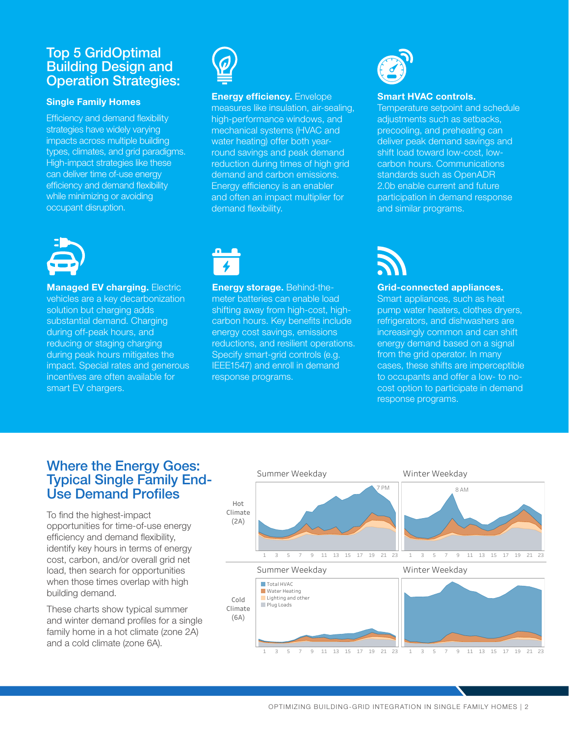## Top 5 GridOptimal Building Design and Operation Strategies:

### Single Family Homes

Efficiency and demand flexibility strategies have widely varying impacts across multiple building types, climates, and grid paradigms. High-impact strategies like these can deliver time of-use energy efficiency and demand flexibility while minimizing or avoiding occupant disruption.

**Energy efficiency.** Envelope measures like insulation, air-sealing, high-performance windows, and mechanical systems (HVAC and water heating) offer both year-round savings and peak demand reduction during times of high grid demand and carbon emissions. Energy efficiency is an enabler and often an impact multiplier for demand flexibility.

**Smart HVAC controls.** Temperature setpoint and schedule adjustments such as setbacks, precooling, and preheating can deliver peak demand savings and shift load toward low-cost, low-carbon hours. Communications standards such as OpenADR 2.0b enable current and future participation in demand response and similar programs.

**Managed EV charging.** Electric vehicles are a key decarbonization solution but charging adds substantial demand. Charging during off-peak hours, and reducing or staging charging during peak hours mitigates the impact. Special rates and generous incentives are often available for smart EV chargers.

**Energy storage.** Behind-the-meter batteries can enable load shifting away from high-cost, high-carbon hours. Key benefits include energy cost savings, emissions reductions, and resilient operations. Specify smart-grid controls (e.g. IEEE1547) and enroll in demand response programs.

**Grid-connected appliances.** Smart appliances, such as heat pump water heaters, clothes dryers, refrigerators, and dishwashers are increasingly common and can shift energy demand based on a signal from the grid operator. In many cases, these shifts are imperceptible to occupants and offer a low- to no-cost option to participate in demand response programs.

## Where the Energy Goes: Typical Single Family End-Use Demand Profiles

To find the highest-impact opportunities for time-of-use energy efficiency and demand flexibility, identify key hours in terms of energy cost, carbon, and/or overall grid net load, then search for opportunities when those times overlap with high building demand.

These charts show typical summer and winter demand profiles for a single family home in a hot climate (zone 2A) and a cold climate (zone 6A).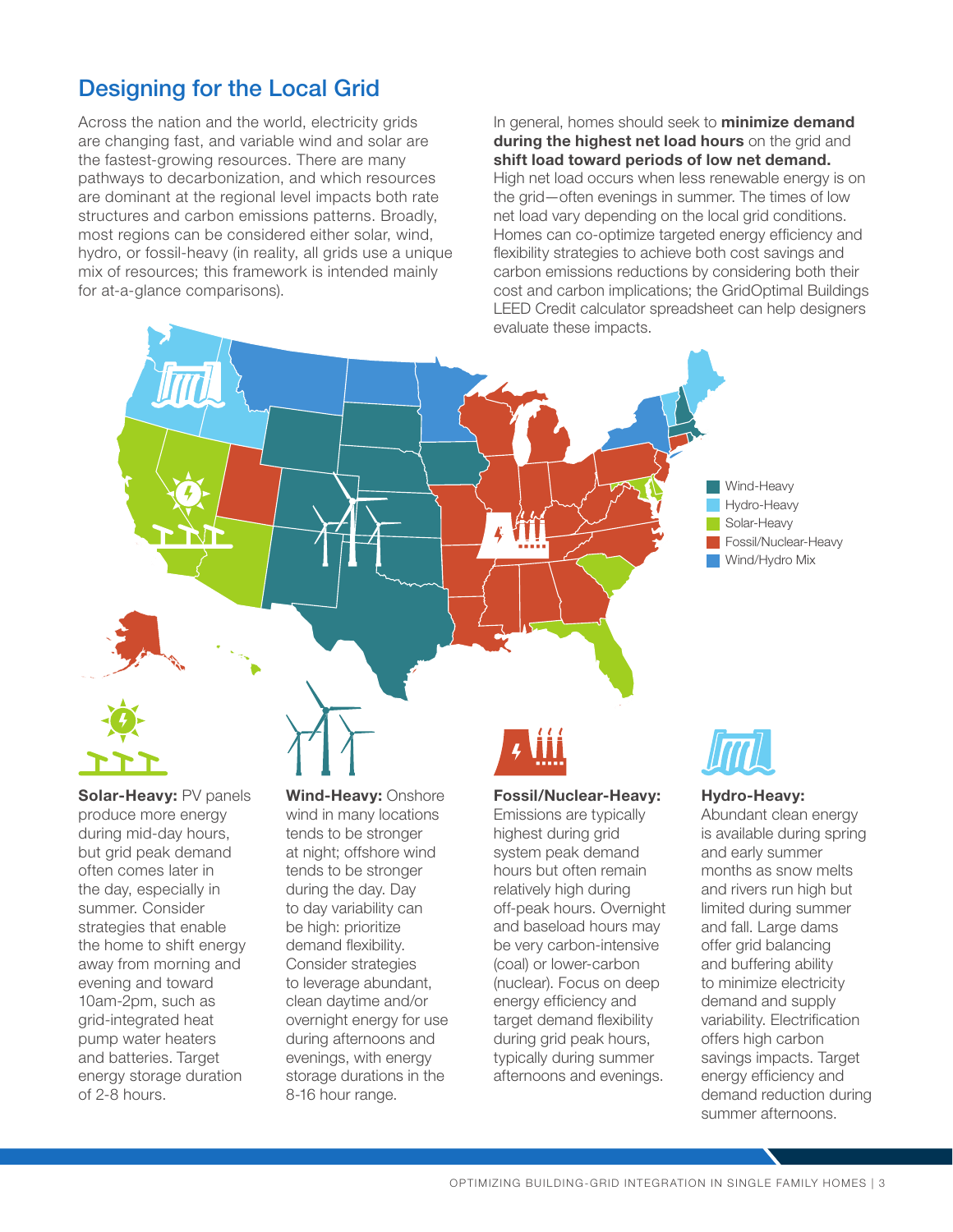## Designing for the Local Grid

Across the nation and the world, electricity grids are changing fast, and variable wind and solar are the fastest-growing resources. There are many pathways to decarbonization, and which resources are dominant at the regional level impacts both rate structures and carbon emissions patterns. Broadly, most regions can be considered either solar, wind, hydro, or fossil-heavy (in reality, all grids use a unique mix of resources; this framework is intended mainly for at-a-glance comparisons).

In general, homes should seek to **minimize demand during the highest net load hours** on the grid and **shift load toward periods of low net demand.** High net load occurs when less renewable energy is on the grid—often evenings in summer. The times of low net load vary depending on the local grid conditions. Homes can co-optimize targeted energy efficiency and flexibility strategies to achieve both cost savings and carbon emissions reductions by considering both their cost and carbon implications; the GridOptimal Buildings LEED Credit calculator spreadsheet can help designers evaluate these impacts.

- Wind-Heavy
- Hydro-Heavy
- Solar-Heavy
- Fossil/Nuclear-Heavy
- Wind/Hydro Mix

**Solar-Heavy:** PV panels produce more energy during mid-day hours, but grid peak demand often comes later in the day, especially in summer. Consider strategies that enable the home to shift energy away from morning and evening and toward 10am-2pm, such as grid-integrated heat pump water heaters and batteries. Target energy storage duration of 2-8 hours.

**Wind-Heavy:** Onshore wind in many locations tends to be stronger at night; offshore wind tends to be stronger during the day. Day to day variability can be high: prioritize demand flexibility. Consider strategies to leverage abundant, clean daytime and/or overnight energy for use during afternoons and evenings, with energy storage durations in the 8-16 hour range.

**Fossil/Nuclear-Heavy:** Emissions are typically highest during grid system peak demand hours but often remain relatively high during off-peak hours. Overnight and baseload hours may be very carbon-intensive (coal) or lower-carbon (nuclear). Focus on deep energy efficiency and target demand flexibility during grid peak hours, typically during summer afternoons and evenings.

**Hydro-Heavy:** Abundant clean energy is available during spring and early summer months as snow melts and rivers run high but limited during summer and fall. Large dams offer grid balancing and buffering ability to minimize electricity demand and supply variability. Electrification offers high carbon savings impacts. Target energy efficiency and demand reduction during summer afternoons.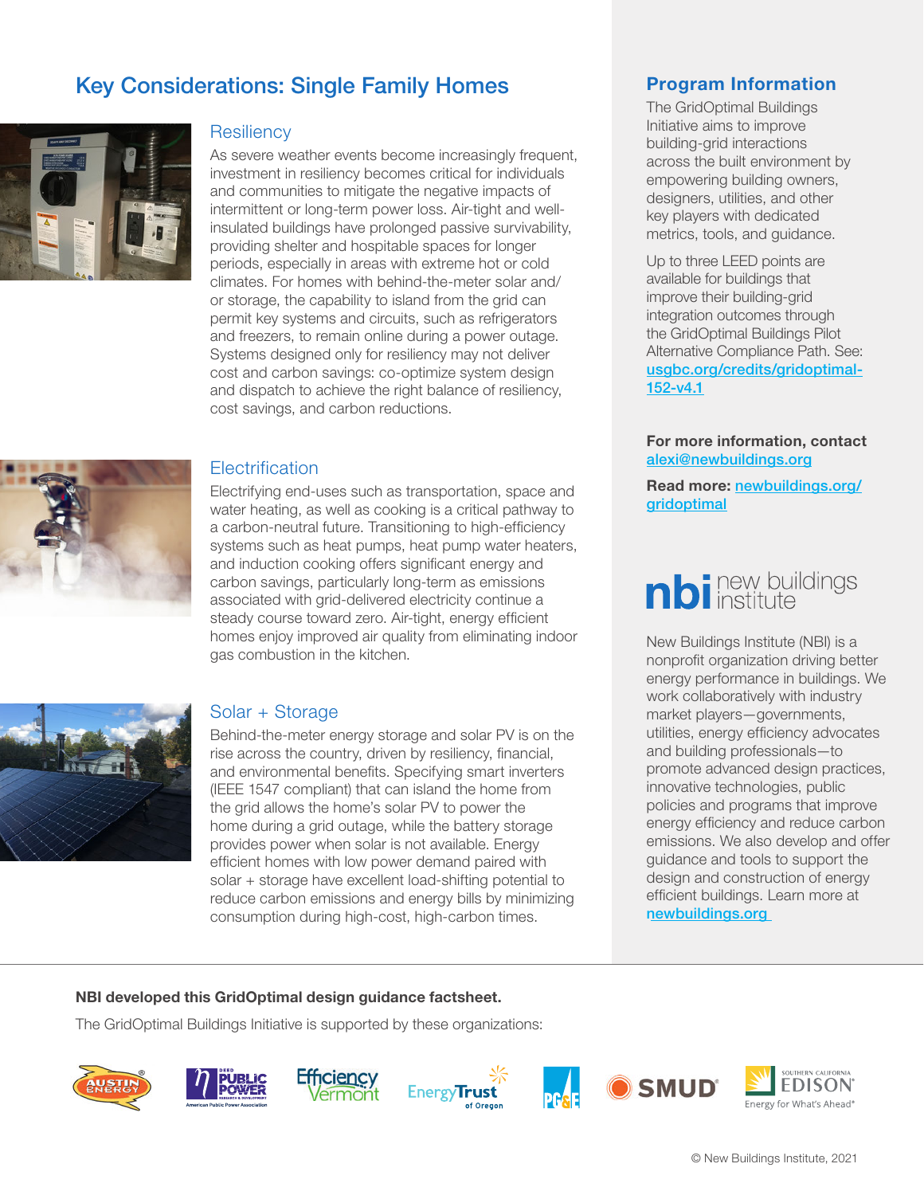## Key Considerations: Single Family Homes

### Resiliency

As severe weather events become increasingly frequent, investment in resiliency becomes critical for individuals and communities to mitigate the negative impacts of intermittent or long-term power loss. Air-tight and well-insulated buildings have prolonged passive survivability, providing shelter and hospitable spaces for longer periods, especially in areas with extreme hot or cold climates. For homes with behind-the-meter solar and/or storage, the capability to island from the grid can permit key systems and circuits, such as refrigerators and freezers, to remain online during a power outage. Systems designed only for resiliency may not deliver cost and carbon savings: co-optimize system design and dispatch to achieve the right balance of resiliency, cost savings, and carbon reductions.

### Electrification

Electrifying end-uses such as transportation, space and water heating, as well as cooking is a critical pathway to a carbon-neutral future. Transitioning to high-efficiency systems such as heat pumps, heat pump water heaters, and induction cooking offers significant energy and carbon savings, particularly long-term as emissions associated with grid-delivered electricity continue a steady course toward zero. Air-tight, energy efficient homes enjoy improved air quality from eliminating indoor gas combustion in the kitchen.

### Solar + Storage

Behind-the-meter energy storage and solar PV is on the rise across the country, driven by resiliency, financial, and environmental benefits. Specifying smart inverters (IEEE 1547 compliant) that can island the home from the grid allows the home's solar PV to power the home during a grid outage, while the battery storage provides power when solar is not available. Energy efficient homes with low power demand paired with solar + storage have excellent load-shifting potential to reduce carbon emissions and energy bills by minimizing consumption during high-cost, high-carbon times.

## Program Information

The GridOptimal Buildings Initiative aims to improve building-grid interactions across the built environment by empowering building owners, designers, utilities, and other key players with dedicated metrics, tools, and guidance.

Up to three LEED points are available for buildings that improve their building-grid integration outcomes through the GridOptimal Buildings Pilot Alternative Compliance Path. See: usgbc.org/credits/gridoptimal-152-v4.1

**For more information, contact** alexi@newbuildings.org

**Read more:** newbuildings.org/gridoptimal

nbi new buildings institute

New Buildings Institute (NBI) is a nonprofit organization driving better energy performance in buildings. We work collaboratively with industry market players—governments, utilities, energy efficiency advocates and building professionals—to promote advanced design practices, innovative technologies, public policies and programs that improve energy efficiency and reduce carbon emissions. We also develop and offer guidance and tools to support the design and construction of energy efficient buildings. Learn more at newbuildings.org

**NBI developed this GridOptimal design guidance factsheet.**

The GridOptimal Buildings Initiative is supported by these organizations:

Austin Energy · DEED Public Power (American Public Power Association) · Efficiency Vermont · Energy Trust of Oregon · PG&E · SMUD · Southern California Edison – Energy for What's Ahead

© New Buildings Institute, 2021